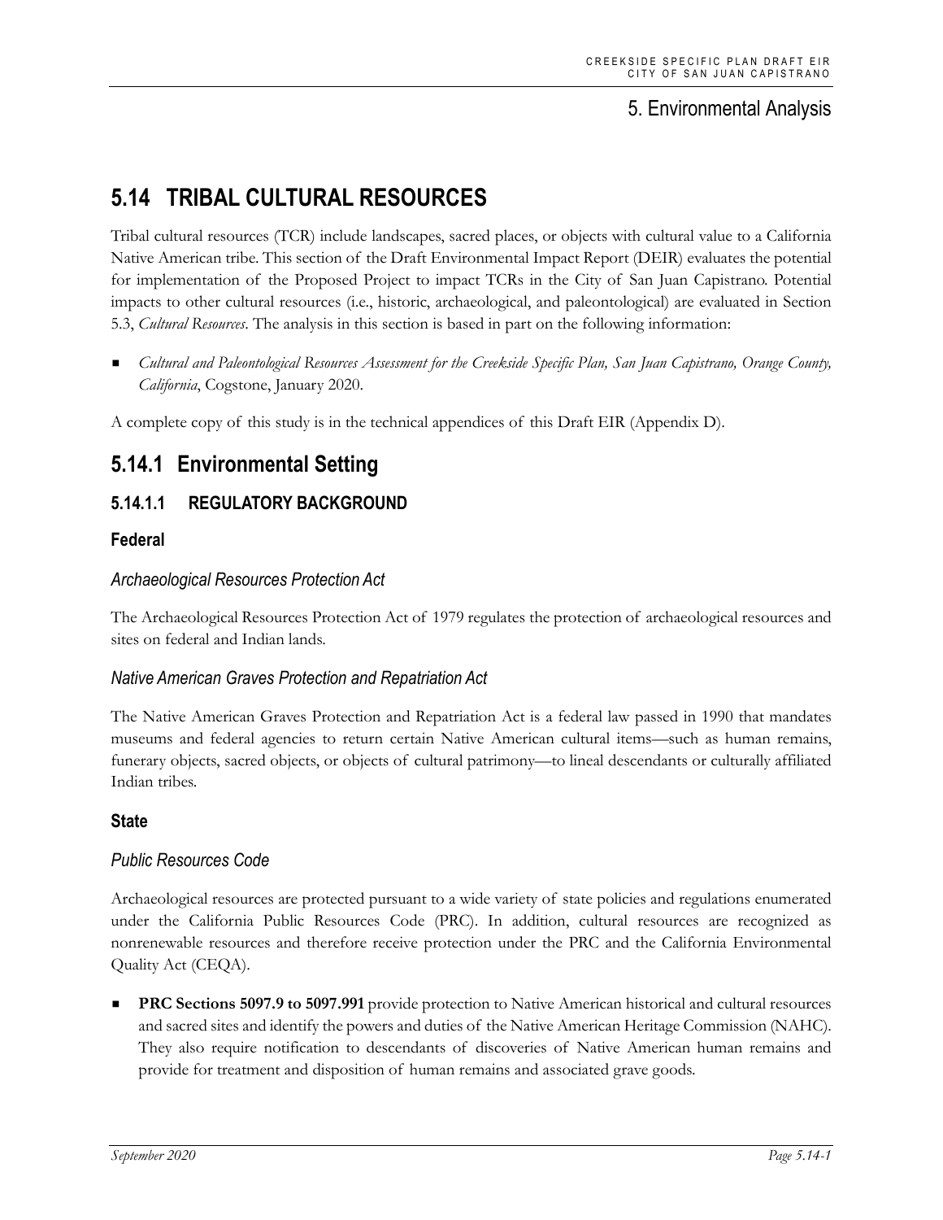# 5. Environmental Analysis

## 5.14 TRIBAL CULTURAL RESOURCES

Tribal cultural resources (TCR) include landscapes, sacred places, or objects with cultural value to a California Native American tribe. This section of the Draft Environmental Impact Report (DEIR) evaluates the potential for implementation of the Proposed Project to impact TCRs in the City of San Juan Capistrano. Potential impacts to other cultural resources (i.e., historic, archaeological, and paleontological) are evaluated in Section 5.3, *Cultural Resources*. The analysis in this section is based in part on the following information:

- *Cultural and Paleontological Resources Assessment for the Creekside Specific Plan, San Juan Capistrano, Orange County, California*, Cogstone, January 2020.

A complete copy of this study is in the technical appendices of this Draft EIR (Appendix D).

## 5.14.1 Environmental Setting

### 5.14.1.1 REGULATORY BACKGROUND

#### Federal

##### *Archaeological Resources Protection Act*

The Archaeological Resources Protection Act of 1979 regulates the protection of archaeological resources and sites on federal and Indian lands.

##### *Native American Graves Protection and Repatriation Act*

The Native American Graves Protection and Repatriation Act is a federal law passed in 1990 that mandates museums and federal agencies to return certain Native American cultural items—such as human remains, funerary objects, sacred objects, or objects of cultural patrimony—to lineal descendants or culturally affiliated Indian tribes.

#### State

##### *Public Resources Code*

Archaeological resources are protected pursuant to a wide variety of state policies and regulations enumerated under the California Public Resources Code (PRC). In addition, cultural resources are recognized as nonrenewable resources and therefore receive protection under the PRC and the California Environmental Quality Act (CEQA).

- **PRC Sections 5097.9 to 5097.991** provide protection to Native American historical and cultural resources and sacred sites and identify the powers and duties of the Native American Heritage Commission (NAHC). They also require notification to descendants of discoveries of Native American human remains and provide for treatment and disposition of human remains and associated grave goods.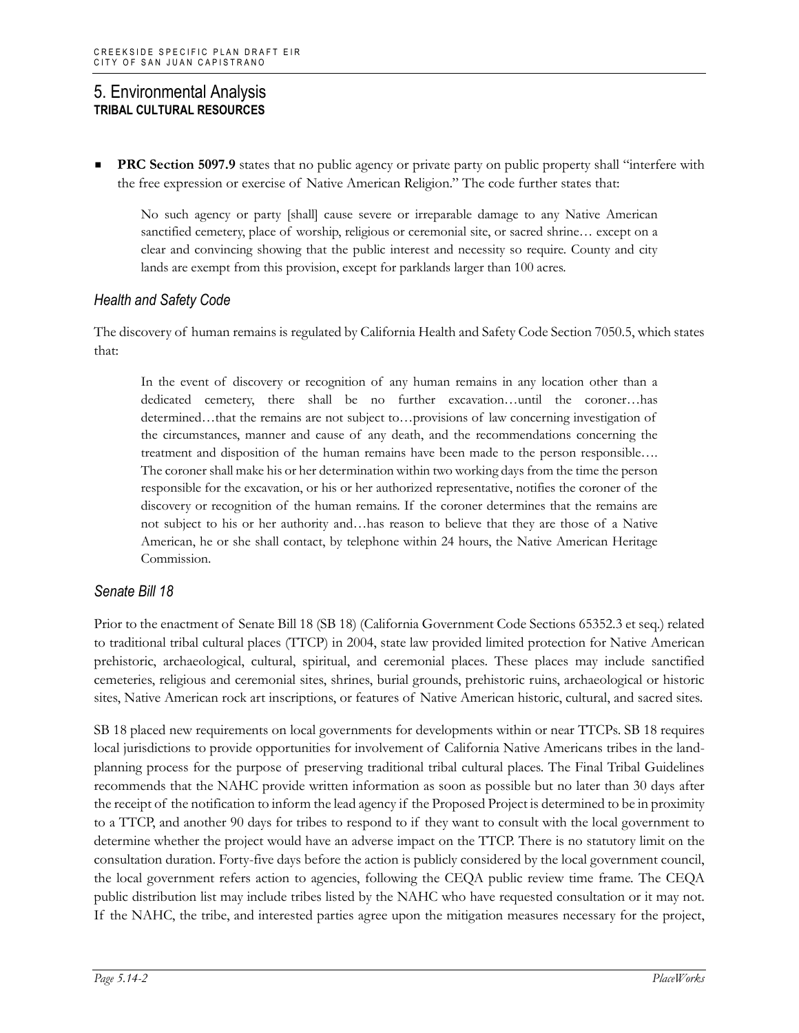- **PRC Section 5097.9** states that no public agency or private party on public property shall "interfere with the free expression or exercise of Native American Religion." The code further states that:

> No such agency or party [shall] cause severe or irreparable damage to any Native American sanctified cemetery, place of worship, religious or ceremonial site, or sacred shrine… except on a clear and convincing showing that the public interest and necessity so require. County and city lands are exempt from this provision, except for parklands larger than 100 acres.

### *Health and Safety Code*

The discovery of human remains is regulated by California Health and Safety Code Section 7050.5, which states that:

> In the event of discovery or recognition of any human remains in any location other than a dedicated cemetery, there shall be no further excavation…until the coroner…has determined…that the remains are not subject to…provisions of law concerning investigation of the circumstances, manner and cause of any death, and the recommendations concerning the treatment and disposition of the human remains have been made to the person responsible…. The coroner shall make his or her determination within two working days from the time the person responsible for the excavation, or his or her authorized representative, notifies the coroner of the discovery or recognition of the human remains. If the coroner determines that the remains are not subject to his or her authority and…has reason to believe that they are those of a Native American, he or she shall contact, by telephone within 24 hours, the Native American Heritage Commission.

### *Senate Bill 18*

Prior to the enactment of Senate Bill 18 (SB 18) (California Government Code Sections 65352.3 et seq.) related to traditional tribal cultural places (TTCP) in 2004, state law provided limited protection for Native American prehistoric, archaeological, cultural, spiritual, and ceremonial places. These places may include sanctified cemeteries, religious and ceremonial sites, shrines, burial grounds, prehistoric ruins, archaeological or historic sites, Native American rock art inscriptions, or features of Native American historic, cultural, and sacred sites.

SB 18 placed new requirements on local governments for developments within or near TTCPs. SB 18 requires local jurisdictions to provide opportunities for involvement of California Native Americans tribes in the land-planning process for the purpose of preserving traditional tribal cultural places. The Final Tribal Guidelines recommends that the NAHC provide written information as soon as possible but no later than 30 days after the receipt of the notification to inform the lead agency if the Proposed Project is determined to be in proximity to a TTCP, and another 90 days for tribes to respond to if they want to consult with the local government to determine whether the project would have an adverse impact on the TTCP. There is no statutory limit on the consultation duration. Forty-five days before the action is publicly considered by the local government council, the local government refers action to agencies, following the CEQA public review time frame. The CEQA public distribution list may include tribes listed by the NAHC who have requested consultation or it may not. If the NAHC, the tribe, and interested parties agree upon the mitigation measures necessary for the project,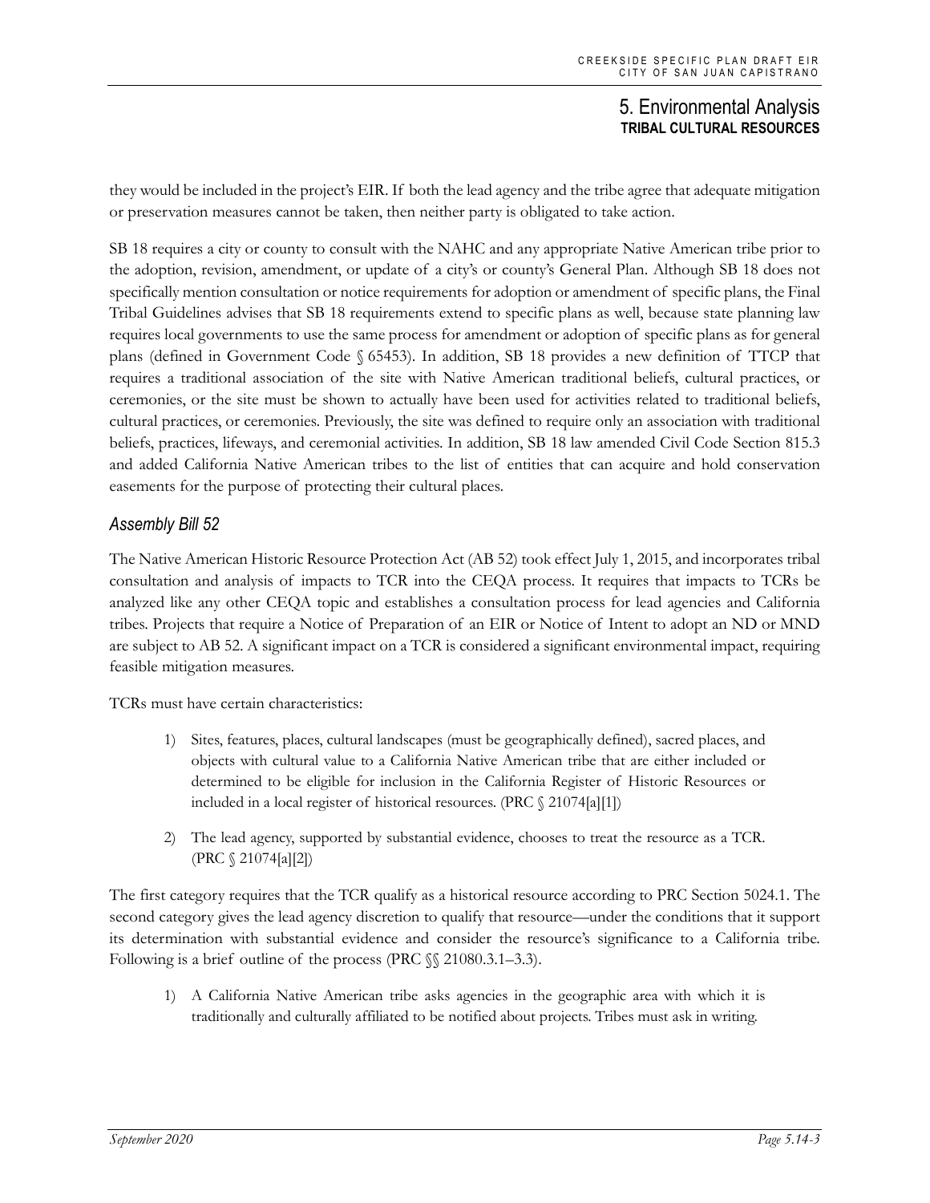they would be included in the project's EIR. If both the lead agency and the tribe agree that adequate mitigation or preservation measures cannot be taken, then neither party is obligated to take action.

SB 18 requires a city or county to consult with the NAHC and any appropriate Native American tribe prior to the adoption, revision, amendment, or update of a city's or county's General Plan. Although SB 18 does not specifically mention consultation or notice requirements for adoption or amendment of specific plans, the Final Tribal Guidelines advises that SB 18 requirements extend to specific plans as well, because state planning law requires local governments to use the same process for amendment or adoption of specific plans as for general plans (defined in Government Code § 65453). In addition, SB 18 provides a new definition of TTCP that requires a traditional association of the site with Native American traditional beliefs, cultural practices, or ceremonies, or the site must be shown to actually have been used for activities related to traditional beliefs, cultural practices, or ceremonies. Previously, the site was defined to require only an association with traditional beliefs, practices, lifeways, and ceremonial activities. In addition, SB 18 law amended Civil Code Section 815.3 and added California Native American tribes to the list of entities that can acquire and hold conservation easements for the purpose of protecting their cultural places.

### *Assembly Bill 52*

The Native American Historic Resource Protection Act (AB 52) took effect July 1, 2015, and incorporates tribal consultation and analysis of impacts to TCR into the CEQA process. It requires that impacts to TCRs be analyzed like any other CEQA topic and establishes a consultation process for lead agencies and California tribes. Projects that require a Notice of Preparation of an EIR or Notice of Intent to adopt an ND or MND are subject to AB 52. A significant impact on a TCR is considered a significant environmental impact, requiring feasible mitigation measures.

TCRs must have certain characteristics:

1) Sites, features, places, cultural landscapes (must be geographically defined), sacred places, and objects with cultural value to a California Native American tribe that are either included or determined to be eligible for inclusion in the California Register of Historic Resources or included in a local register of historical resources. (PRC § 21074[a][1])

2) The lead agency, supported by substantial evidence, chooses to treat the resource as a TCR. (PRC § 21074[a][2])

The first category requires that the TCR qualify as a historical resource according to PRC Section 5024.1. The second category gives the lead agency discretion to qualify that resource—under the conditions that it support its determination with substantial evidence and consider the resource's significance to a California tribe. Following is a brief outline of the process (PRC §§ 21080.3.1–3.3).

1) A California Native American tribe asks agencies in the geographic area with which it is traditionally and culturally affiliated to be notified about projects. Tribes must ask in writing.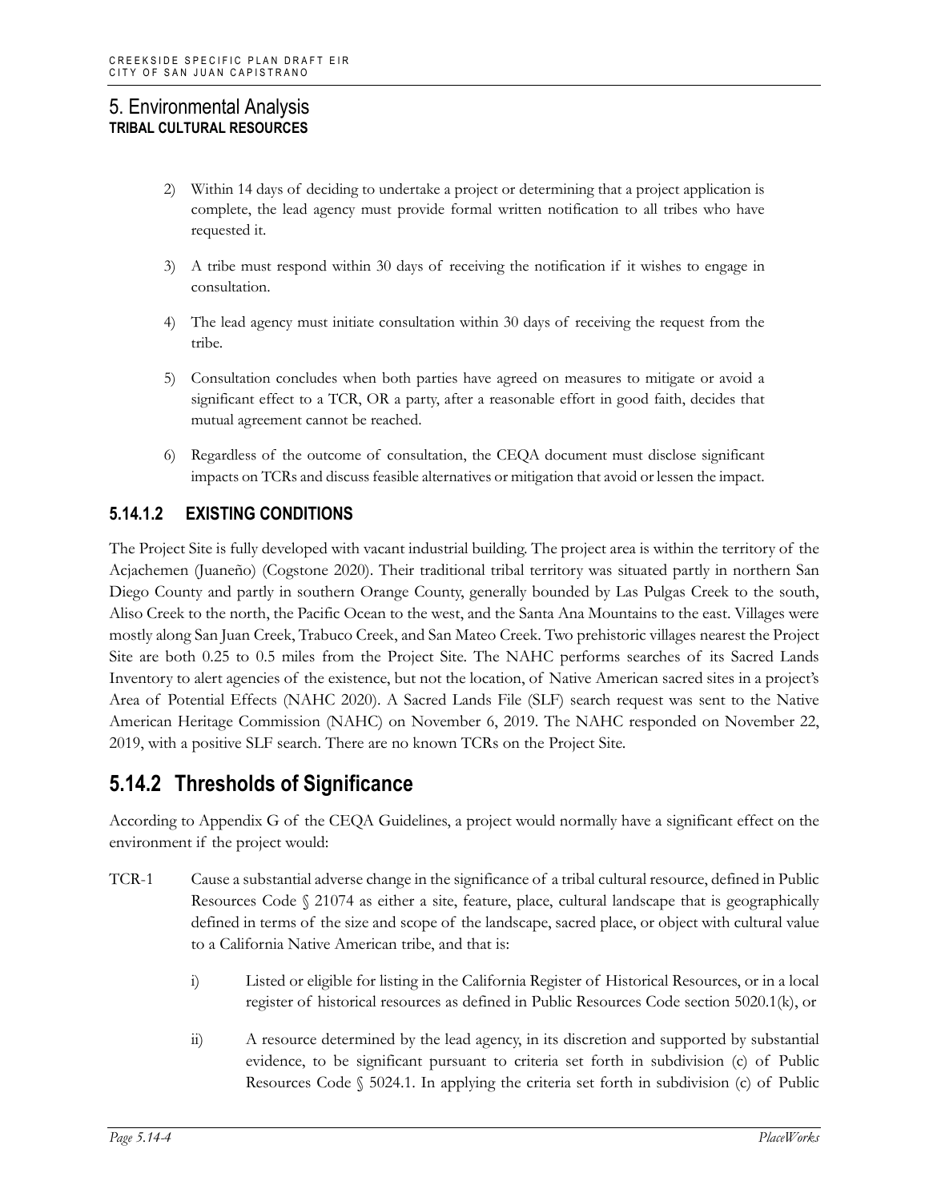2) Within 14 days of deciding to undertake a project or determining that a project application is complete, the lead agency must provide formal written notification to all tribes who have requested it.

3) A tribe must respond within 30 days of receiving the notification if it wishes to engage in consultation.

4) The lead agency must initiate consultation within 30 days of receiving the request from the tribe.

5) Consultation concludes when both parties have agreed on measures to mitigate or avoid a significant effect to a TCR, OR a party, after a reasonable effort in good faith, decides that mutual agreement cannot be reached.

6) Regardless of the outcome of consultation, the CEQA document must disclose significant impacts on TCRs and discuss feasible alternatives or mitigation that avoid or lessen the impact.

### 5.14.1.2 EXISTING CONDITIONS

The Project Site is fully developed with vacant industrial building. The project area is within the territory of the Acjachemen (Juaneño) (Cogstone 2020). Their traditional tribal territory was situated partly in northern San Diego County and partly in southern Orange County, generally bounded by Las Pulgas Creek to the south, Aliso Creek to the north, the Pacific Ocean to the west, and the Santa Ana Mountains to the east. Villages were mostly along San Juan Creek, Trabuco Creek, and San Mateo Creek. Two prehistoric villages nearest the Project Site are both 0.25 to 0.5 miles from the Project Site. The NAHC performs searches of its Sacred Lands Inventory to alert agencies of the existence, but not the location, of Native American sacred sites in a project's Area of Potential Effects (NAHC 2020). A Sacred Lands File (SLF) search request was sent to the Native American Heritage Commission (NAHC) on November 6, 2019. The NAHC responded on November 22, 2019, with a positive SLF search. There are no known TCRs on the Project Site.

## 5.14.2 Thresholds of Significance

According to Appendix G of the CEQA Guidelines, a project would normally have a significant effect on the environment if the project would:

TCR-1 Cause a substantial adverse change in the significance of a tribal cultural resource, defined in Public Resources Code § 21074 as either a site, feature, place, cultural landscape that is geographically defined in terms of the size and scope of the landscape, sacred place, or object with cultural value to a California Native American tribe, and that is:

i) Listed or eligible for listing in the California Register of Historical Resources, or in a local register of historical resources as defined in Public Resources Code section 5020.1(k), or

ii) A resource determined by the lead agency, in its discretion and supported by substantial evidence, to be significant pursuant to criteria set forth in subdivision (c) of Public Resources Code § 5024.1. In applying the criteria set forth in subdivision (c) of Public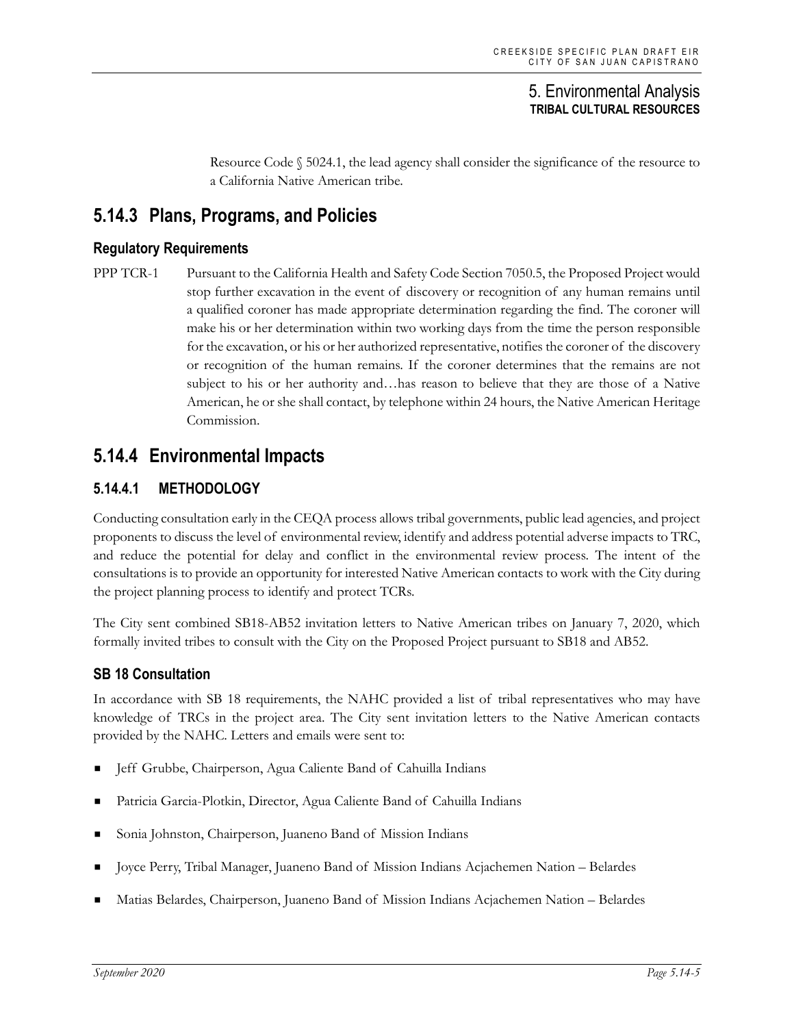Resource Code § 5024.1, the lead agency shall consider the significance of the resource to a California Native American tribe.

## 5.14.3 Plans, Programs, and Policies

### Regulatory Requirements

PPP TCR-1 Pursuant to the California Health and Safety Code Section 7050.5, the Proposed Project would stop further excavation in the event of discovery or recognition of any human remains until a qualified coroner has made appropriate determination regarding the find. The coroner will make his or her determination within two working days from the time the person responsible for the excavation, or his or her authorized representative, notifies the coroner of the discovery or recognition of the human remains. If the coroner determines that the remains are not subject to his or her authority and…has reason to believe that they are those of a Native American, he or she shall contact, by telephone within 24 hours, the Native American Heritage Commission.

## 5.14.4 Environmental Impacts

### 5.14.4.1 METHODOLOGY

Conducting consultation early in the CEQA process allows tribal governments, public lead agencies, and project proponents to discuss the level of environmental review, identify and address potential adverse impacts to TRC, and reduce the potential for delay and conflict in the environmental review process. The intent of the consultations is to provide an opportunity for interested Native American contacts to work with the City during the project planning process to identify and protect TCRs.

The City sent combined SB18-AB52 invitation letters to Native American tribes on January 7, 2020, which formally invited tribes to consult with the City on the Proposed Project pursuant to SB18 and AB52.

### SB 18 Consultation

In accordance with SB 18 requirements, the NAHC provided a list of tribal representatives who may have knowledge of TRCs in the project area. The City sent invitation letters to the Native American contacts provided by the NAHC. Letters and emails were sent to:

- Jeff Grubbe, Chairperson, Agua Caliente Band of Cahuilla Indians
- Patricia Garcia-Plotkin, Director, Agua Caliente Band of Cahuilla Indians
- Sonia Johnston, Chairperson, Juaneno Band of Mission Indians
- Joyce Perry, Tribal Manager, Juaneno Band of Mission Indians Acjachemen Nation – Belardes
- Matias Belardes, Chairperson, Juaneno Band of Mission Indians Acjachemen Nation – Belardes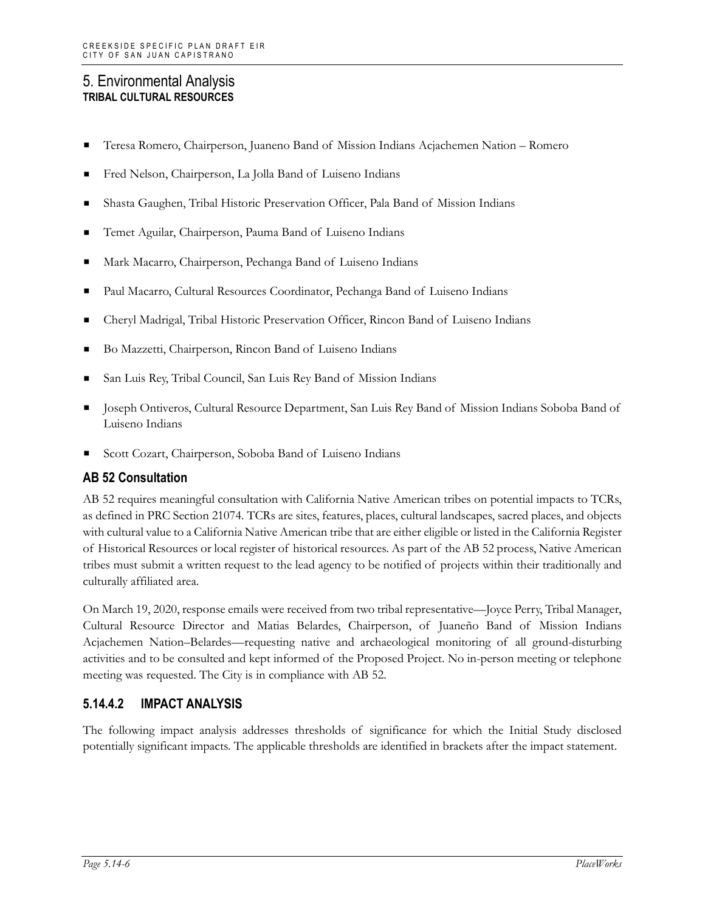## 5. Environmental Analysis
### TRIBAL CULTURAL RESOURCES

- Teresa Romero, Chairperson, Juaneno Band of Mission Indians Acjachemen Nation – Romero
- Fred Nelson, Chairperson, La Jolla Band of Luiseno Indians
- Shasta Gaughen, Tribal Historic Preservation Officer, Pala Band of Mission Indians
- Temet Aguilar, Chairperson, Pauma Band of Luiseno Indians
- Mark Macarro, Chairperson, Pechanga Band of Luiseno Indians
- Paul Macarro, Cultural Resources Coordinator, Pechanga Band of Luiseno Indians
- Cheryl Madrigal, Tribal Historic Preservation Officer, Rincon Band of Luiseno Indians
- Bo Mazzetti, Chairperson, Rincon Band of Luiseno Indians
- San Luis Rey, Tribal Council, San Luis Rey Band of Mission Indians
- Joseph Ontiveros, Cultural Resource Department, San Luis Rey Band of Mission Indians Soboba Band of Luiseno Indians
- Scott Cozart, Chairperson, Soboba Band of Luiseno Indians

### AB 52 Consultation

AB 52 requires meaningful consultation with California Native American tribes on potential impacts to TCRs, as defined in PRC Section 21074. TCRs are sites, features, places, cultural landscapes, sacred places, and objects with cultural value to a California Native American tribe that are either eligible or listed in the California Register of Historical Resources or local register of historical resources. As part of the AB 52 process, Native American tribes must submit a written request to the lead agency to be notified of projects within their traditionally and culturally affiliated area.

On March 19, 2020, response emails were received from two tribal representative—Joyce Perry, Tribal Manager, Cultural Resource Director and Matias Belardes, Chairperson, of Juaneño Band of Mission Indians Acjachemen Nation–Belardes—requesting native and archaeological monitoring of all ground-disturbing activities and to be consulted and kept informed of the Proposed Project. No in-person meeting or telephone meeting was requested. The City is in compliance with AB 52.

### 5.14.4.2 IMPACT ANALYSIS

The following impact analysis addresses thresholds of significance for which the Initial Study disclosed potentially significant impacts. The applicable thresholds are identified in brackets after the impact statement.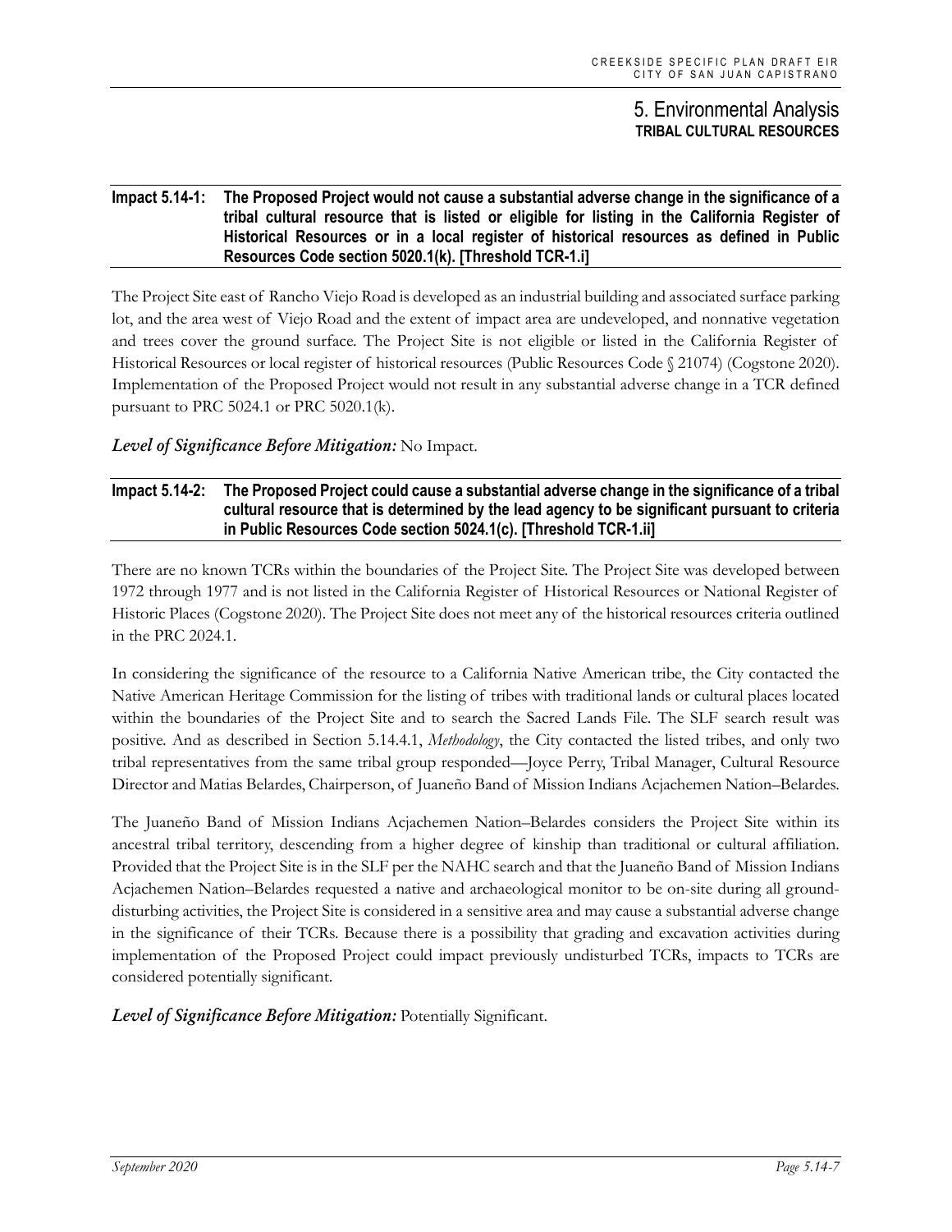**Impact 5.14-1: The Proposed Project would not cause a substantial adverse change in the significance of a tribal cultural resource that is listed or eligible for listing in the California Register of Historical Resources or in a local register of historical resources as defined in Public Resources Code section 5020.1(k). [Threshold TCR-1.i]**

The Project Site east of Rancho Viejo Road is developed as an industrial building and associated surface parking lot, and the area west of Viejo Road and the extent of impact area are undeveloped, and nonnative vegetation and trees cover the ground surface. The Project Site is not eligible or listed in the California Register of Historical Resources or local register of historical resources (Public Resources Code § 21074) (Cogstone 2020). Implementation of the Proposed Project would not result in any substantial adverse change in a TCR defined pursuant to PRC 5024.1 or PRC 5020.1(k).

***Level of Significance Before Mitigation:*** No Impact.

**Impact 5.14-2: The Proposed Project could cause a substantial adverse change in the significance of a tribal cultural resource that is determined by the lead agency to be significant pursuant to criteria in Public Resources Code section 5024.1(c). [Threshold TCR-1.ii]**

There are no known TCRs within the boundaries of the Project Site. The Project Site was developed between 1972 through 1977 and is not listed in the California Register of Historical Resources or National Register of Historic Places (Cogstone 2020). The Project Site does not meet any of the historical resources criteria outlined in the PRC 2024.1.

In considering the significance of the resource to a California Native American tribe, the City contacted the Native American Heritage Commission for the listing of tribes with traditional lands or cultural places located within the boundaries of the Project Site and to search the Sacred Lands File. The SLF search result was positive. And as described in Section 5.14.4.1, *Methodology*, the City contacted the listed tribes, and only two tribal representatives from the same tribal group responded—Joyce Perry, Tribal Manager, Cultural Resource Director and Matias Belardes, Chairperson, of Juaneño Band of Mission Indians Acjachemen Nation–Belardes.

The Juaneño Band of Mission Indians Acjachemen Nation–Belardes considers the Project Site within its ancestral tribal territory, descending from a higher degree of kinship than traditional or cultural affiliation. Provided that the Project Site is in the SLF per the NAHC search and that the Juaneño Band of Mission Indians Acjachemen Nation–Belardes requested a native and archaeological monitor to be on-site during all ground-disturbing activities, the Project Site is considered in a sensitive area and may cause a substantial adverse change in the significance of their TCRs. Because there is a possibility that grading and excavation activities during implementation of the Proposed Project could impact previously undisturbed TCRs, impacts to TCRs are considered potentially significant.

***Level of Significance Before Mitigation:*** Potentially Significant.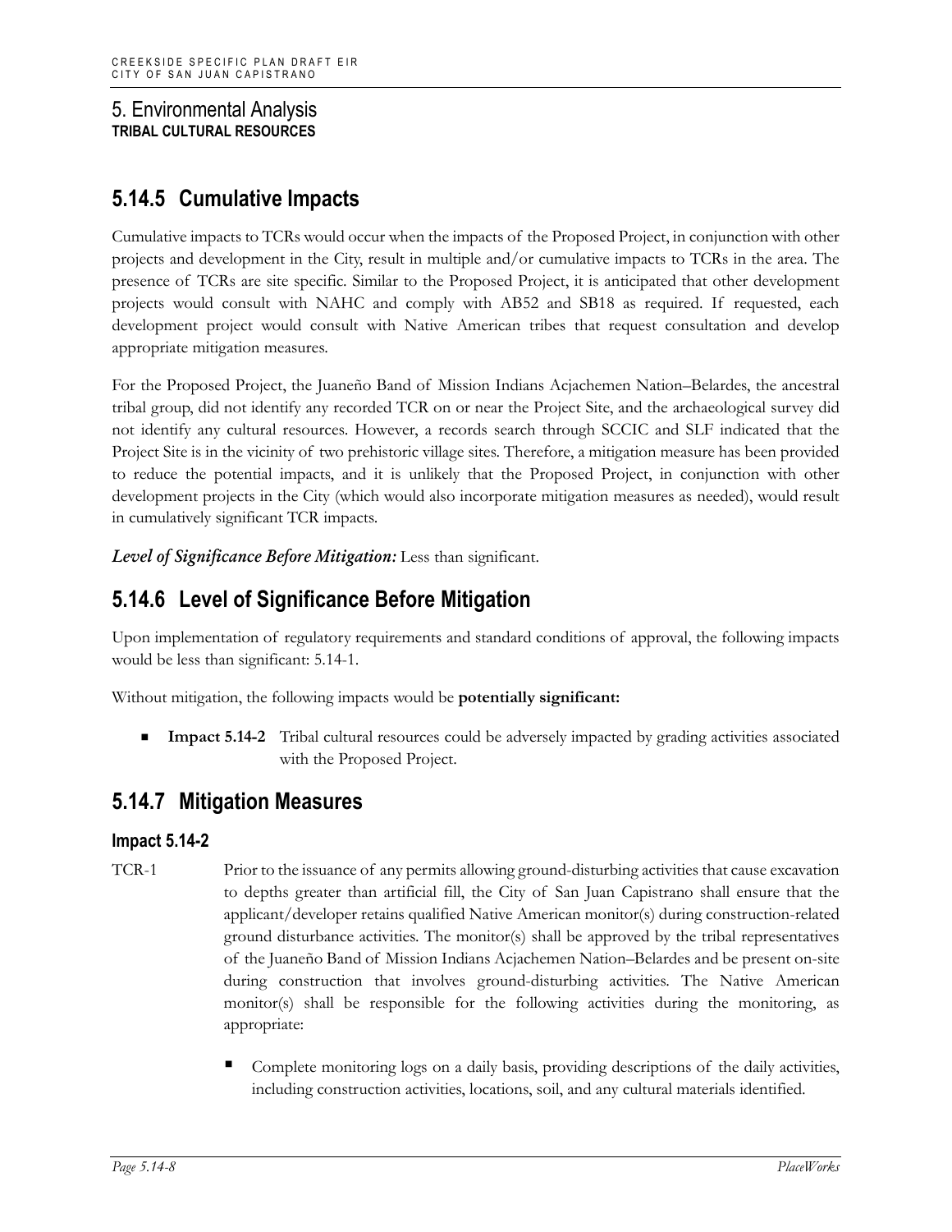## 5.14.5 Cumulative Impacts

Cumulative impacts to TCRs would occur when the impacts of the Proposed Project, in conjunction with other projects and development in the City, result in multiple and/or cumulative impacts to TCRs in the area. The presence of TCRs are site specific. Similar to the Proposed Project, it is anticipated that other development projects would consult with NAHC and comply with AB52 and SB18 as required. If requested, each development project would consult with Native American tribes that request consultation and develop appropriate mitigation measures.

For the Proposed Project, the Juaneño Band of Mission Indians Acjachemen Nation–Belardes, the ancestral tribal group, did not identify any recorded TCR on or near the Project Site, and the archaeological survey did not identify any cultural resources. However, a records search through SCCIC and SLF indicated that the Project Site is in the vicinity of two prehistoric village sites. Therefore, a mitigation measure has been provided to reduce the potential impacts, and it is unlikely that the Proposed Project, in conjunction with other development projects in the City (which would also incorporate mitigation measures as needed), would result in cumulatively significant TCR impacts.

***Level of Significance Before Mitigation:*** Less than significant.

## 5.14.6 Level of Significance Before Mitigation

Upon implementation of regulatory requirements and standard conditions of approval, the following impacts would be less than significant: 5.14-1.

Without mitigation, the following impacts would be **potentially significant:**

- **Impact 5.14-2** Tribal cultural resources could be adversely impacted by grading activities associated with the Proposed Project.

## 5.14.7 Mitigation Measures

### Impact 5.14-2

TCR-1 Prior to the issuance of any permits allowing ground-disturbing activities that cause excavation to depths greater than artificial fill, the City of San Juan Capistrano shall ensure that the applicant/developer retains qualified Native American monitor(s) during construction-related ground disturbance activities. The monitor(s) shall be approved by the tribal representatives of the Juaneño Band of Mission Indians Acjachemen Nation–Belardes and be present on-site during construction that involves ground-disturbing activities. The Native American monitor(s) shall be responsible for the following activities during the monitoring, as appropriate:

- Complete monitoring logs on a daily basis, providing descriptions of the daily activities, including construction activities, locations, soil, and any cultural materials identified.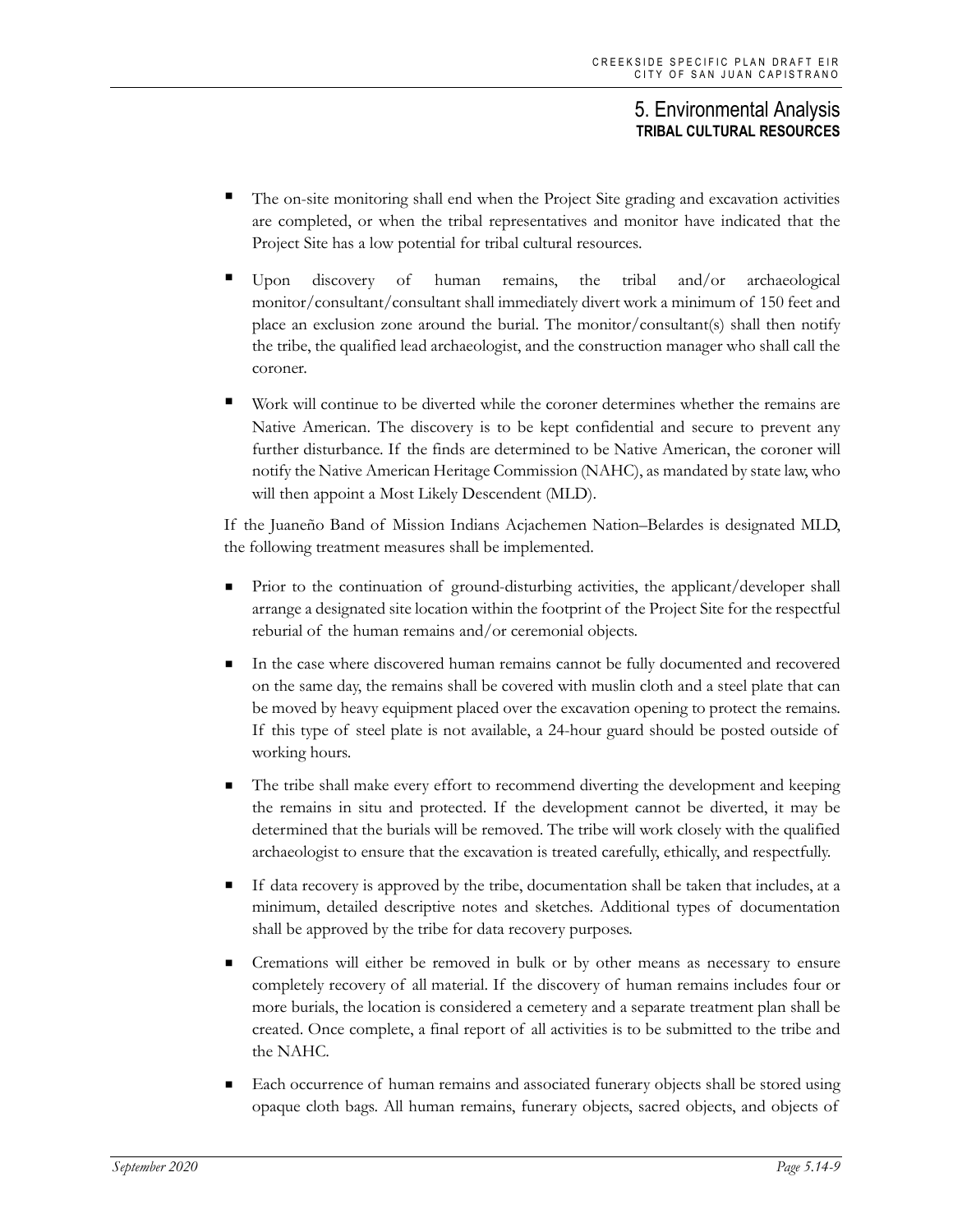- The on-site monitoring shall end when the Project Site grading and excavation activities are completed, or when the tribal representatives and monitor have indicated that the Project Site has a low potential for tribal cultural resources.
- Upon discovery of human remains, the tribal and/or archaeological monitor/consultant/consultant shall immediately divert work a minimum of 150 feet and place an exclusion zone around the burial. The monitor/consultant(s) shall then notify the tribe, the qualified lead archaeologist, and the construction manager who shall call the coroner.
- Work will continue to be diverted while the coroner determines whether the remains are Native American. The discovery is to be kept confidential and secure to prevent any further disturbance. If the finds are determined to be Native American, the coroner will notify the Native American Heritage Commission (NAHC), as mandated by state law, who will then appoint a Most Likely Descendent (MLD).

If the Juaneño Band of Mission Indians Acjachemen Nation–Belardes is designated MLD, the following treatment measures shall be implemented.

- Prior to the continuation of ground-disturbing activities, the applicant/developer shall arrange a designated site location within the footprint of the Project Site for the respectful reburial of the human remains and/or ceremonial objects.
- In the case where discovered human remains cannot be fully documented and recovered on the same day, the remains shall be covered with muslin cloth and a steel plate that can be moved by heavy equipment placed over the excavation opening to protect the remains. If this type of steel plate is not available, a 24-hour guard should be posted outside of working hours.
- The tribe shall make every effort to recommend diverting the development and keeping the remains in situ and protected. If the development cannot be diverted, it may be determined that the burials will be removed. The tribe will work closely with the qualified archaeologist to ensure that the excavation is treated carefully, ethically, and respectfully.
- If data recovery is approved by the tribe, documentation shall be taken that includes, at a minimum, detailed descriptive notes and sketches. Additional types of documentation shall be approved by the tribe for data recovery purposes.
- Cremations will either be removed in bulk or by other means as necessary to ensure completely recovery of all material. If the discovery of human remains includes four or more burials, the location is considered a cemetery and a separate treatment plan shall be created. Once complete, a final report of all activities is to be submitted to the tribe and the NAHC.
- Each occurrence of human remains and associated funerary objects shall be stored using opaque cloth bags. All human remains, funerary objects, sacred objects, and objects of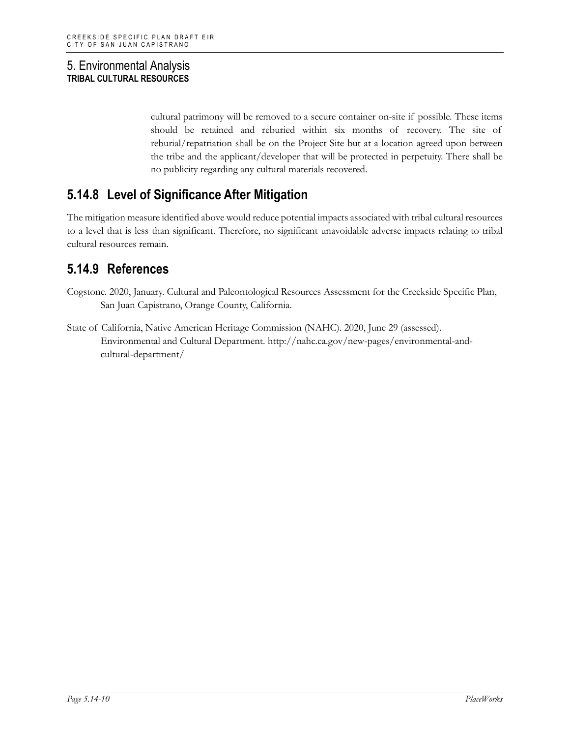cultural patrimony will be removed to a secure container on-site if possible. These items should be retained and reburied within six months of recovery. The site of reburial/repatriation shall be on the Project Site but at a location agreed upon between the tribe and the applicant/developer that will be protected in perpetuity. There shall be no publicity regarding any cultural materials recovered.

## 5.14.8 Level of Significance After Mitigation

The mitigation measure identified above would reduce potential impacts associated with tribal cultural resources to a level that is less than significant. Therefore, no significant unavoidable adverse impacts relating to tribal cultural resources remain.

## 5.14.9 References

Cogstone. 2020, January. Cultural and Paleontological Resources Assessment for the Creekside Specific Plan, San Juan Capistrano, Orange County, California.

State of California, Native American Heritage Commission (NAHC). 2020, June 29 (assessed). Environmental and Cultural Department. http://nahc.ca.gov/new-pages/environmental-and-cultural-department/